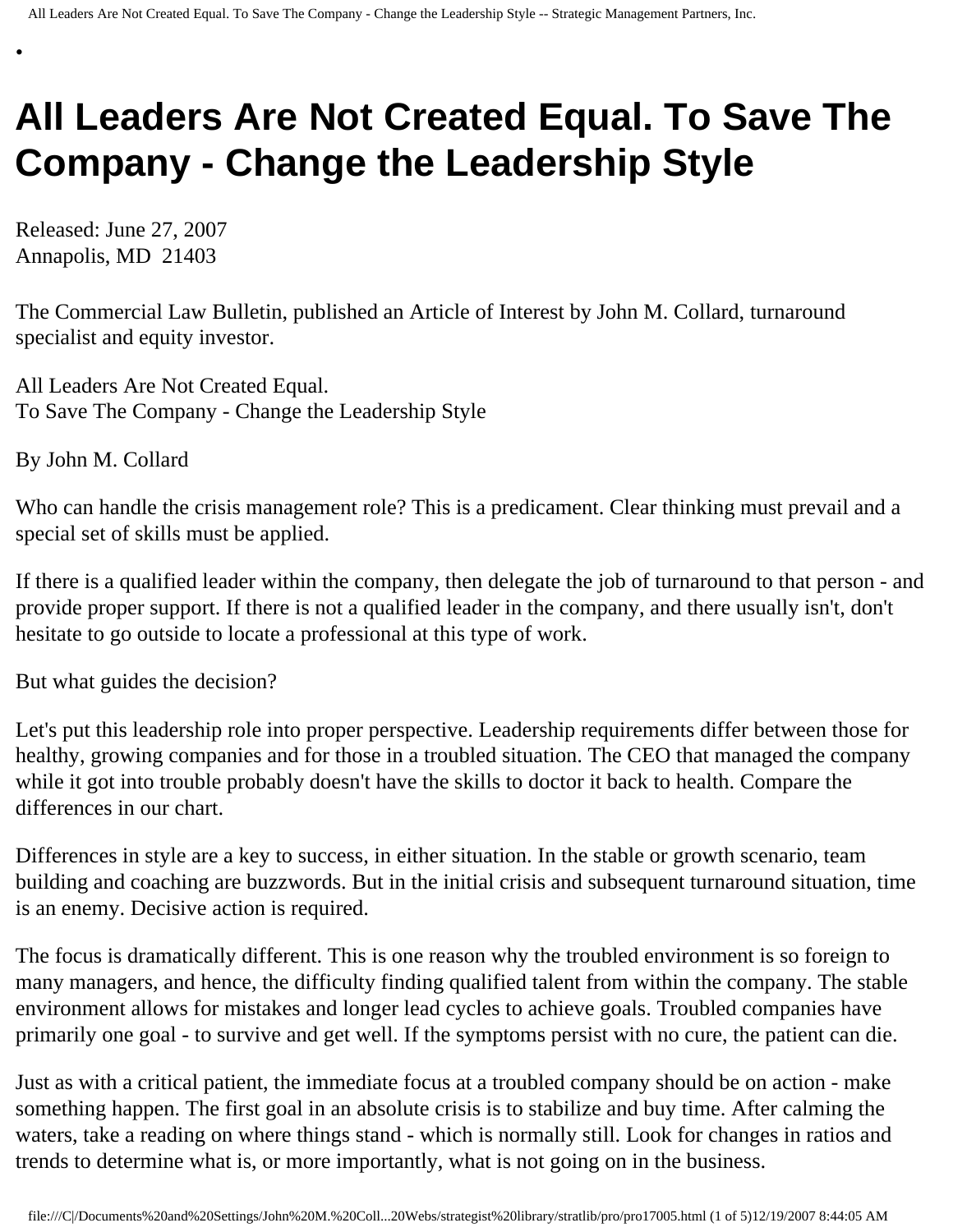# All Leaders Are Not Created Equal. To Save The Company - Change the Leadership Style

Released: June 27, 2007
Annapolis, MD 21403

The Commercial Law Bulletin, published an Article of Interest by John M. Collard, turnaround specialist and equity investor.

All Leaders Are Not Created Equal.
To Save The Company - Change the Leadership Style

By John M. Collard

Who can handle the crisis management role? This is a predicament. Clear thinking must prevail and a special set of skills must be applied.

If there is a qualified leader within the company, then delegate the job of turnaround to that person - and provide proper support. If there is not a qualified leader in the company, and there usually isn't, don't hesitate to go outside to locate a professional at this type of work.

But what guides the decision?

Let's put this leadership role into proper perspective. Leadership requirements differ between those for healthy, growing companies and for those in a troubled situation. The CEO that managed the company while it got into trouble probably doesn't have the skills to doctor it back to health. Compare the differences in our chart.

Differences in style are a key to success, in either situation. In the stable or growth scenario, team building and coaching are buzzwords. But in the initial crisis and subsequent turnaround situation, time is an enemy. Decisive action is required.

The focus is dramatically different. This is one reason why the troubled environment is so foreign to many managers, and hence, the difficulty finding qualified talent from within the company. The stable environment allows for mistakes and longer lead cycles to achieve goals. Troubled companies have primarily one goal - to survive and get well. If the symptoms persist with no cure, the patient can die.

Just as with a critical patient, the immediate focus at a troubled company should be on action - make something happen. The first goal in an absolute crisis is to stabilize and buy time. After calming the waters, take a reading on where things stand - which is normally still. Look for changes in ratios and trends to determine what is, or more importantly, what is not going on in the business.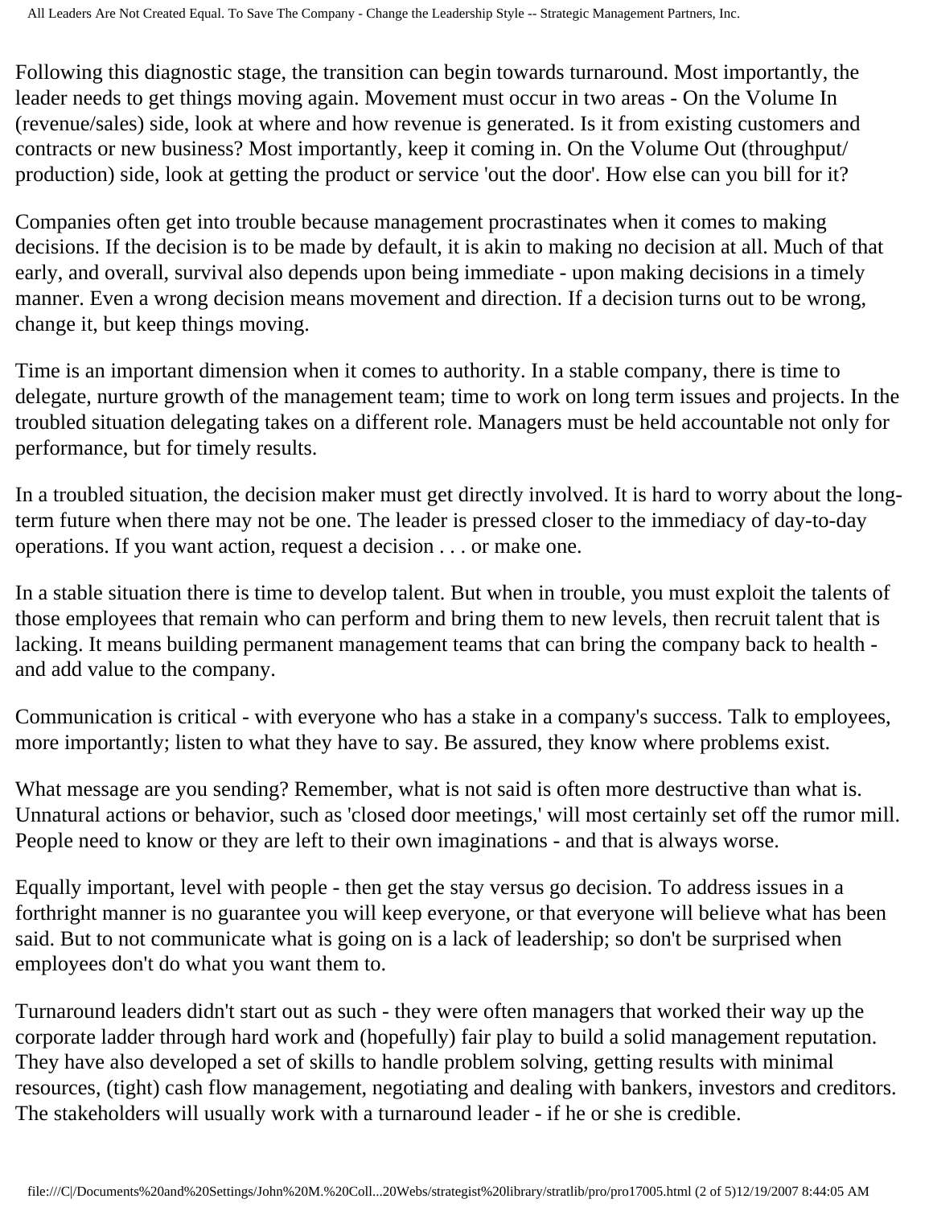Following this diagnostic stage, the transition can begin towards turnaround. Most importantly, the leader needs to get things moving again. Movement must occur in two areas - On the Volume In (revenue/sales) side, look at where and how revenue is generated. Is it from existing customers and contracts or new business? Most importantly, keep it coming in. On the Volume Out (throughput/ production) side, look at getting the product or service 'out the door'. How else can you bill for it?

Companies often get into trouble because management procrastinates when it comes to making decisions. If the decision is to be made by default, it is akin to making no decision at all. Much of that early, and overall, survival also depends upon being immediate - upon making decisions in a timely manner. Even a wrong decision means movement and direction. If a decision turns out to be wrong, change it, but keep things moving.

Time is an important dimension when it comes to authority. In a stable company, there is time to delegate, nurture growth of the management team; time to work on long term issues and projects. In the troubled situation delegating takes on a different role. Managers must be held accountable not only for performance, but for timely results.

In a troubled situation, the decision maker must get directly involved. It is hard to worry about the long-term future when there may not be one. The leader is pressed closer to the immediacy of day-to-day operations. If you want action, request a decision . . . or make one.

In a stable situation there is time to develop talent. But when in trouble, you must exploit the talents of those employees that remain who can perform and bring them to new levels, then recruit talent that is lacking. It means building permanent management teams that can bring the company back to health - and add value to the company.

Communication is critical - with everyone who has a stake in a company's success. Talk to employees, more importantly; listen to what they have to say. Be assured, they know where problems exist.

What message are you sending? Remember, what is not said is often more destructive than what is. Unnatural actions or behavior, such as 'closed door meetings,' will most certainly set off the rumor mill. People need to know or they are left to their own imaginations - and that is always worse.

Equally important, level with people - then get the stay versus go decision. To address issues in a forthright manner is no guarantee you will keep everyone, or that everyone will believe what has been said. But to not communicate what is going on is a lack of leadership; so don't be surprised when employees don't do what you want them to.

Turnaround leaders didn't start out as such - they were often managers that worked their way up the corporate ladder through hard work and (hopefully) fair play to build a solid management reputation. They have also developed a set of skills to handle problem solving, getting results with minimal resources, (tight) cash flow management, negotiating and dealing with bankers, investors and creditors. The stakeholders will usually work with a turnaround leader - if he or she is credible.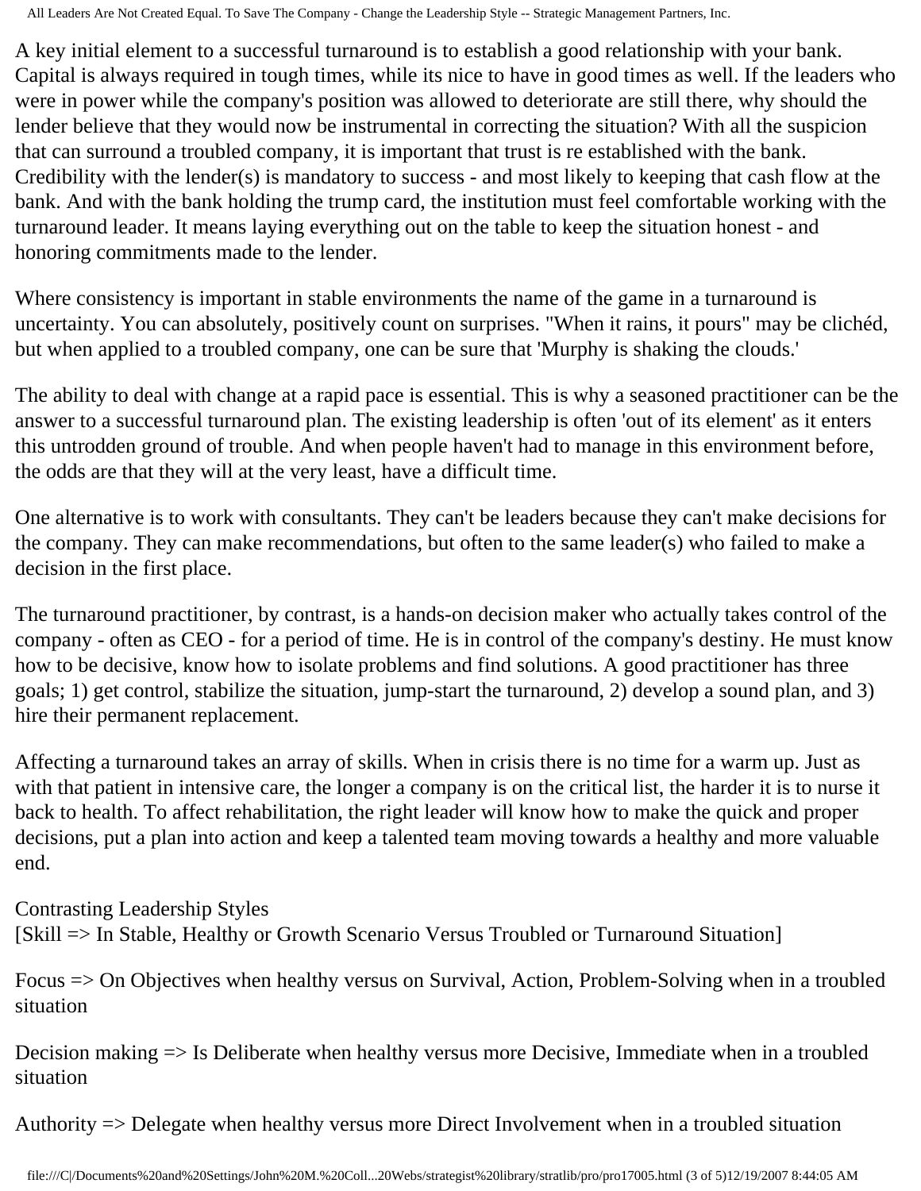A key initial element to a successful turnaround is to establish a good relationship with your bank. Capital is always required in tough times, while its nice to have in good times as well. If the leaders who were in power while the company's position was allowed to deteriorate are still there, why should the lender believe that they would now be instrumental in correcting the situation? With all the suspicion that can surround a troubled company, it is important that trust is re established with the bank. Credibility with the lender(s) is mandatory to success - and most likely to keeping that cash flow at the bank. And with the bank holding the trump card, the institution must feel comfortable working with the turnaround leader. It means laying everything out on the table to keep the situation honest - and honoring commitments made to the lender.

Where consistency is important in stable environments the name of the game in a turnaround is uncertainty. You can absolutely, positively count on surprises. "When it rains, it pours" may be clichéd, but when applied to a troubled company, one can be sure that 'Murphy is shaking the clouds.'

The ability to deal with change at a rapid pace is essential. This is why a seasoned practitioner can be the answer to a successful turnaround plan. The existing leadership is often 'out of its element' as it enters this untrodden ground of trouble. And when people haven't had to manage in this environment before, the odds are that they will at the very least, have a difficult time.

One alternative is to work with consultants. They can't be leaders because they can't make decisions for the company. They can make recommendations, but often to the same leader(s) who failed to make a decision in the first place.

The turnaround practitioner, by contrast, is a hands-on decision maker who actually takes control of the company - often as CEO - for a period of time. He is in control of the company's destiny. He must know how to be decisive, know how to isolate problems and find solutions. A good practitioner has three goals; 1) get control, stabilize the situation, jump-start the turnaround, 2) develop a sound plan, and 3) hire their permanent replacement.

Affecting a turnaround takes an array of skills. When in crisis there is no time for a warm up. Just as with that patient in intensive care, the longer a company is on the critical list, the harder it is to nurse it back to health. To affect rehabilitation, the right leader will know how to make the quick and proper decisions, put a plan into action and keep a talented team moving towards a healthy and more valuable end.

Contrasting Leadership Styles
[Skill => In Stable, Healthy or Growth Scenario Versus Troubled or Turnaround Situation]

Focus => On Objectives when healthy versus on Survival, Action, Problem-Solving when in a troubled situation

Decision making => Is Deliberate when healthy versus more Decisive, Immediate when in a troubled situation

Authority => Delegate when healthy versus more Direct Involvement when in a troubled situation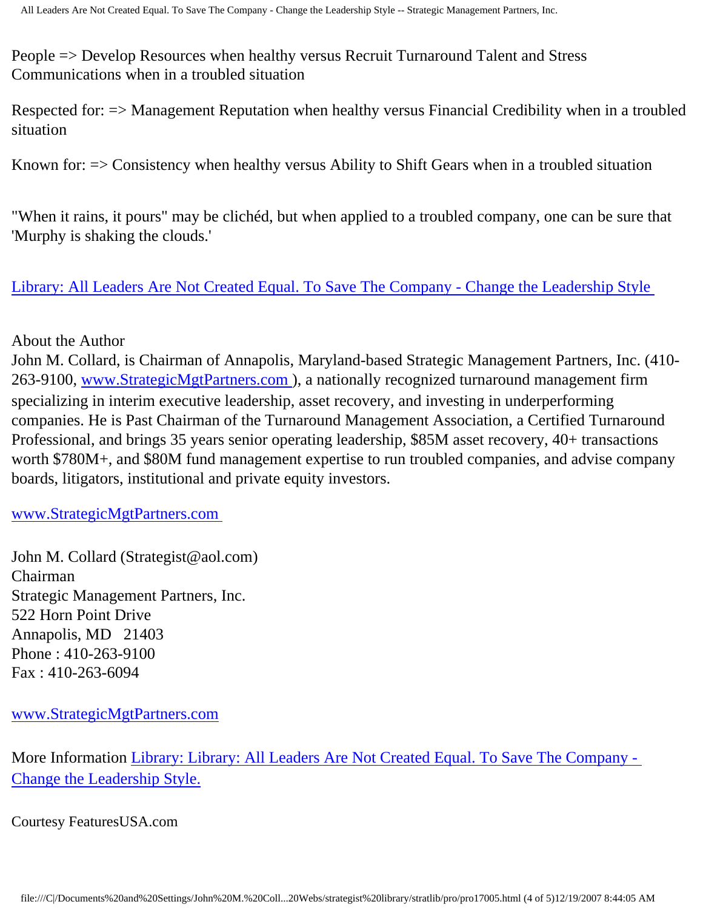People => Develop Resources when healthy versus Recruit Turnaround Talent and Stress Communications when in a troubled situation

Respected for: => Management Reputation when healthy versus Financial Credibility when in a troubled situation

Known for: => Consistency when healthy versus Ability to Shift Gears when in a troubled situation

"When it rains, it pours" may be clichéd, but when applied to a troubled company, one can be sure that 'Murphy is shaking the clouds.'

Library: All Leaders Are Not Created Equal. To Save The Company - Change the Leadership Style

About the Author
John M. Collard, is Chairman of Annapolis, Maryland-based Strategic Management Partners, Inc. (410-263-9100, www.StrategicMgtPartners.com ), a nationally recognized turnaround management firm specializing in interim executive leadership, asset recovery, and investing in underperforming companies. He is Past Chairman of the Turnaround Management Association, a Certified Turnaround Professional, and brings 35 years senior operating leadership, $85M asset recovery, 40+ transactions worth $780M+, and $80M fund management expertise to run troubled companies, and advise company boards, litigators, institutional and private equity investors.

www.StrategicMgtPartners.com

John M. Collard (Strategist@aol.com)
Chairman
Strategic Management Partners, Inc.
522 Horn Point Drive
Annapolis, MD 21403
Phone : 410-263-9100
Fax : 410-263-6094

www.StrategicMgtPartners.com

More Information Library: Library: All Leaders Are Not Created Equal. To Save The Company - Change the Leadership Style.

Courtesy FeaturesUSA.com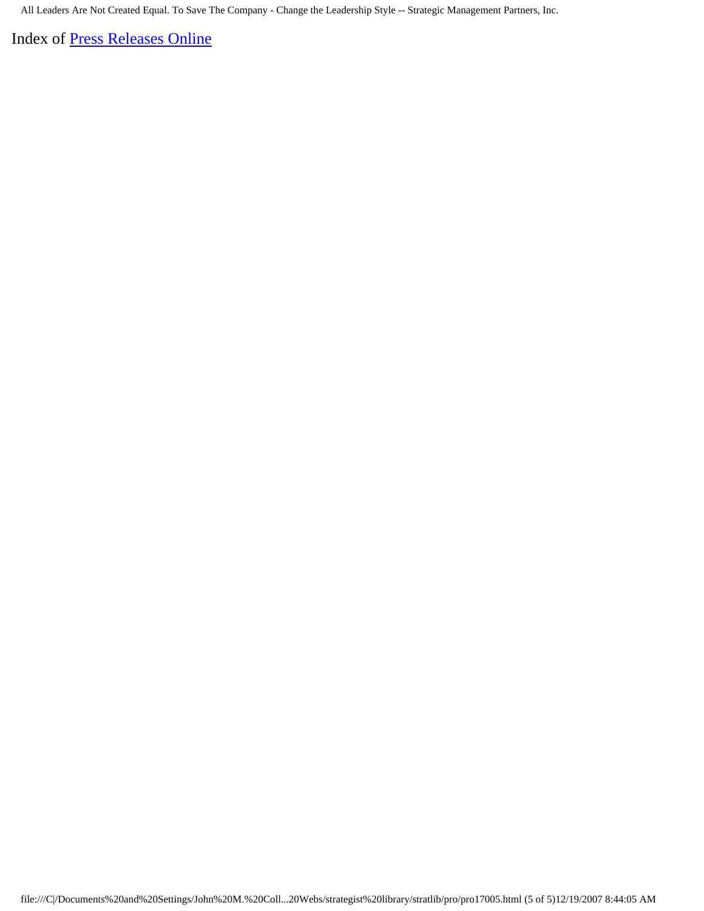Index of [Press Releases Online]